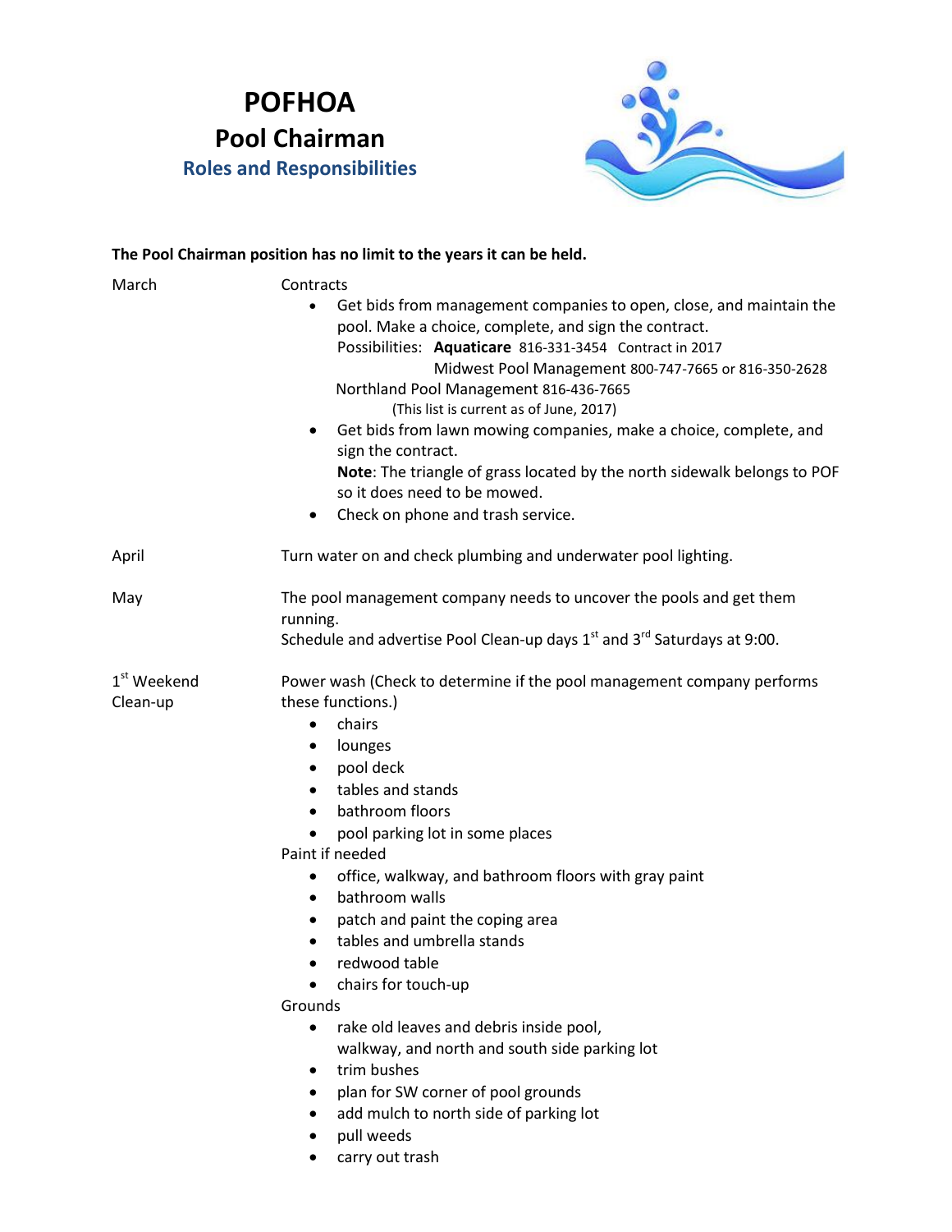# POFHOA

## Pool Chairman

### Roles and Responsibilities

**The Pool Chairman position has no limit to the years it can be held.**

**March**

Contracts

- Get bids from management companies to open, close, and maintain the pool. Make a choice, complete, and sign the contract.
  Possibilities: **Aquaticare** 816-331-3454 Contract in 2017
  Midwest Pool Management 800-747-7665 or 816-350-2628
  Northland Pool Management 816-436-7665
  (This list is current as of June, 2017)
- Get bids from lawn mowing companies, make a choice, complete, and sign the contract.
  **Note**: The triangle of grass located by the north sidewalk belongs to POF so it does need to be mowed.
- Check on phone and trash service.

**April**

Turn water on and check plumbing and underwater pool lighting.

**May**

The pool management company needs to uncover the pools and get them running.
Schedule and advertise Pool Clean-up days 1st and 3rd Saturdays at 9:00.

**1st Weekend Clean-up**

Power wash (Check to determine if the pool management company performs these functions.)

- chairs
- lounges
- pool deck
- tables and stands
- bathroom floors
- pool parking lot in some places

Paint if needed

- office, walkway, and bathroom floors with gray paint
- bathroom walls
- patch and paint the coping area
- tables and umbrella stands
- redwood table
- chairs for touch-up

Grounds

- rake old leaves and debris inside pool, walkway, and north and south side parking lot
- trim bushes
- plan for SW corner of pool grounds
- add mulch to north side of parking lot
- pull weeds
- carry out trash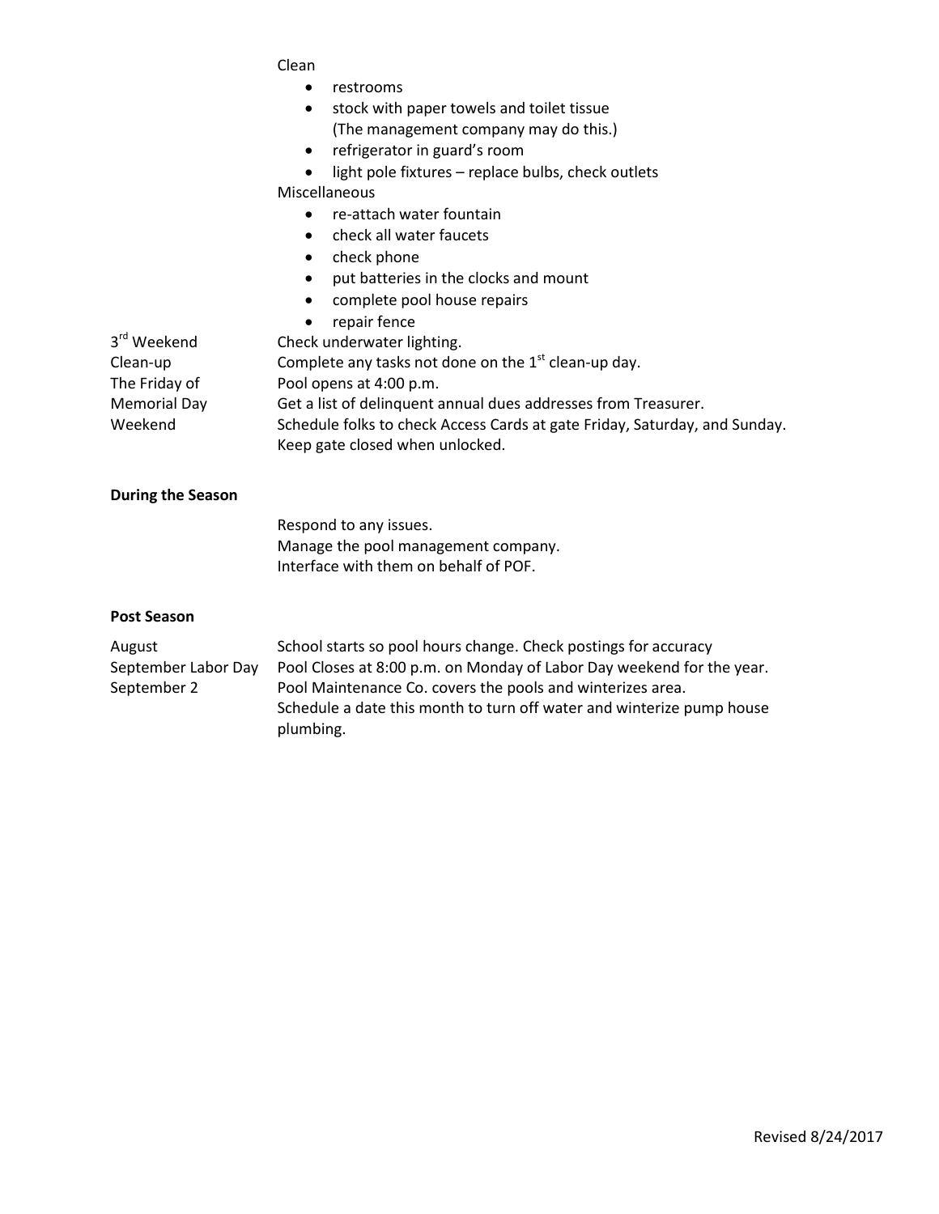Clean

- restrooms
- stock with paper towels and toilet tissue
  (The management company may do this.)
- refrigerator in guard's room
- light pole fixtures – replace bulbs, check outlets

Miscellaneous

- re-attach water fountain
- check all water faucets
- check phone
- put batteries in the clocks and mount
- complete pool house repairs
- repair fence

| | |
|---|---|
| 3rd Weekend | Check underwater lighting. |
| Clean-up | Complete any tasks not done on the 1st clean-up day. |
| The Friday of Memorial Day Weekend | Pool opens at 4:00 p.m.<br>Get a list of delinquent annual dues addresses from Treasurer.<br>Schedule folks to check Access Cards at gate Friday, Saturday, and Sunday.<br>Keep gate closed when unlocked. |

**During the Season**

Respond to any issues.
Manage the pool management company.
Interface with them on behalf of POF.

**Post Season**

| | |
|---|---|
| August | School starts so pool hours change. Check postings for accuracy |
| September Labor Day | Pool Closes at 8:00 p.m. on Monday of Labor Day weekend for the year. |
| September 2 | Pool Maintenance Co. covers the pools and winterizes area.<br>Schedule a date this month to turn off water and winterize pump house plumbing. |

Revised 8/24/2017